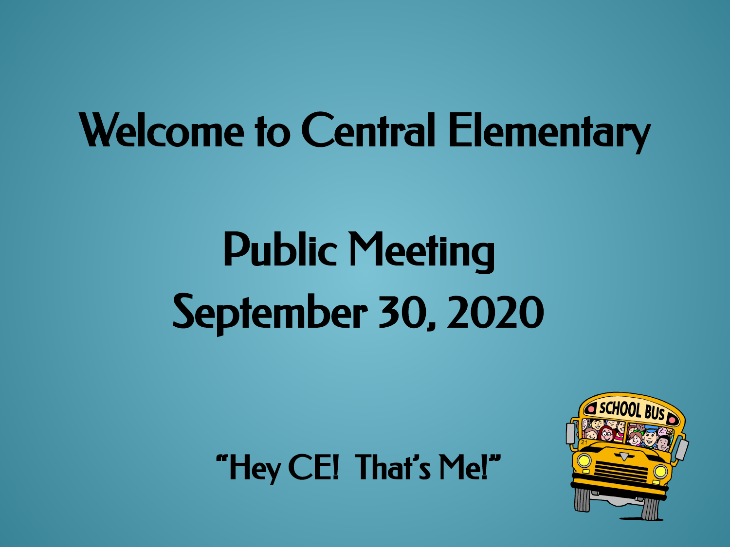# Welcome to Central Elementary

## Public Meeting
## September 30, 2020

"Hey CE! That's Me!"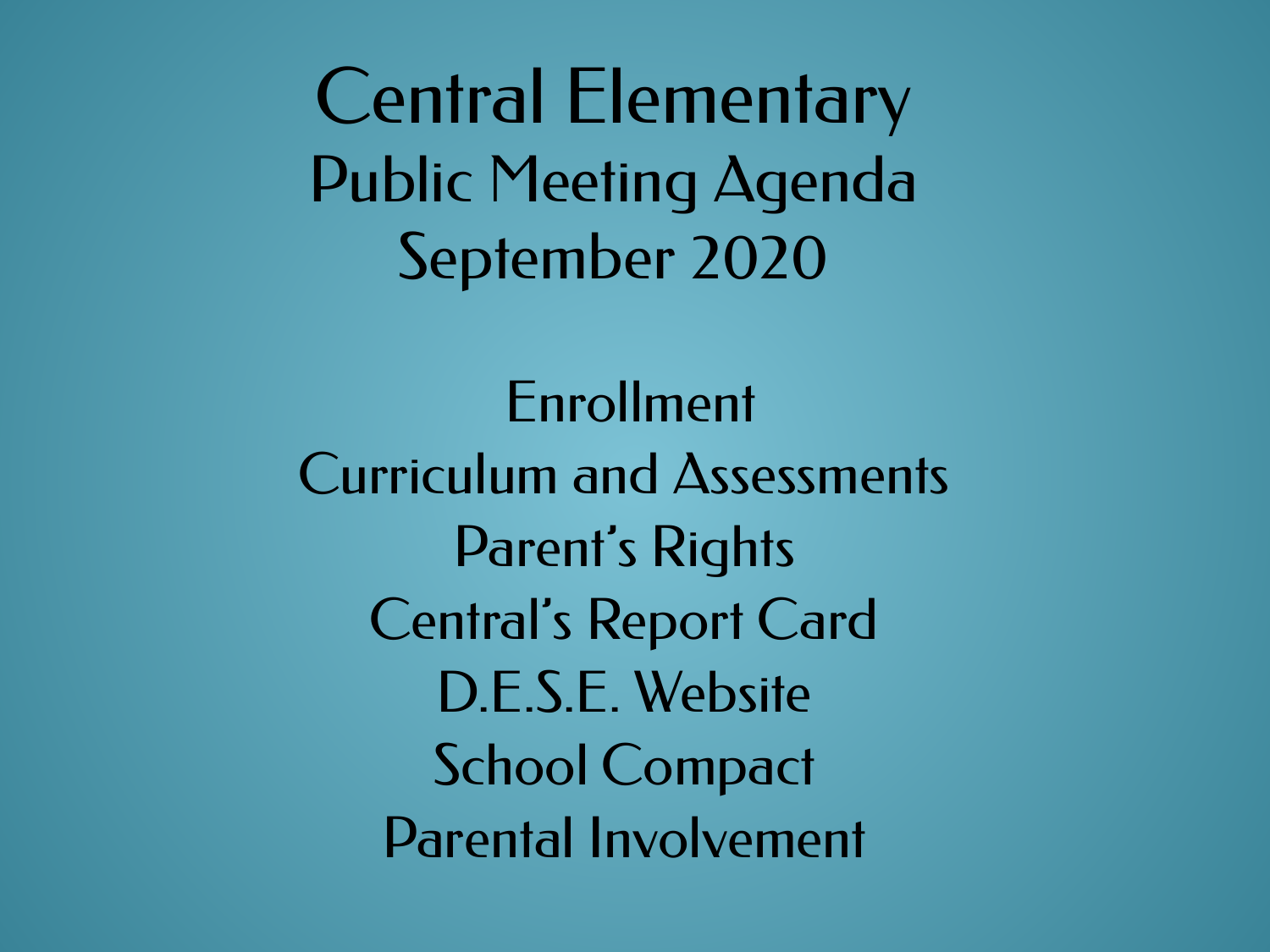# Central Elementary

## Public Meeting Agenda

## September 2020

Enrollment

Curriculum and Assessments

Parent's Rights

Central's Report Card

D.E.S.E. Website

School Compact

Parental Involvement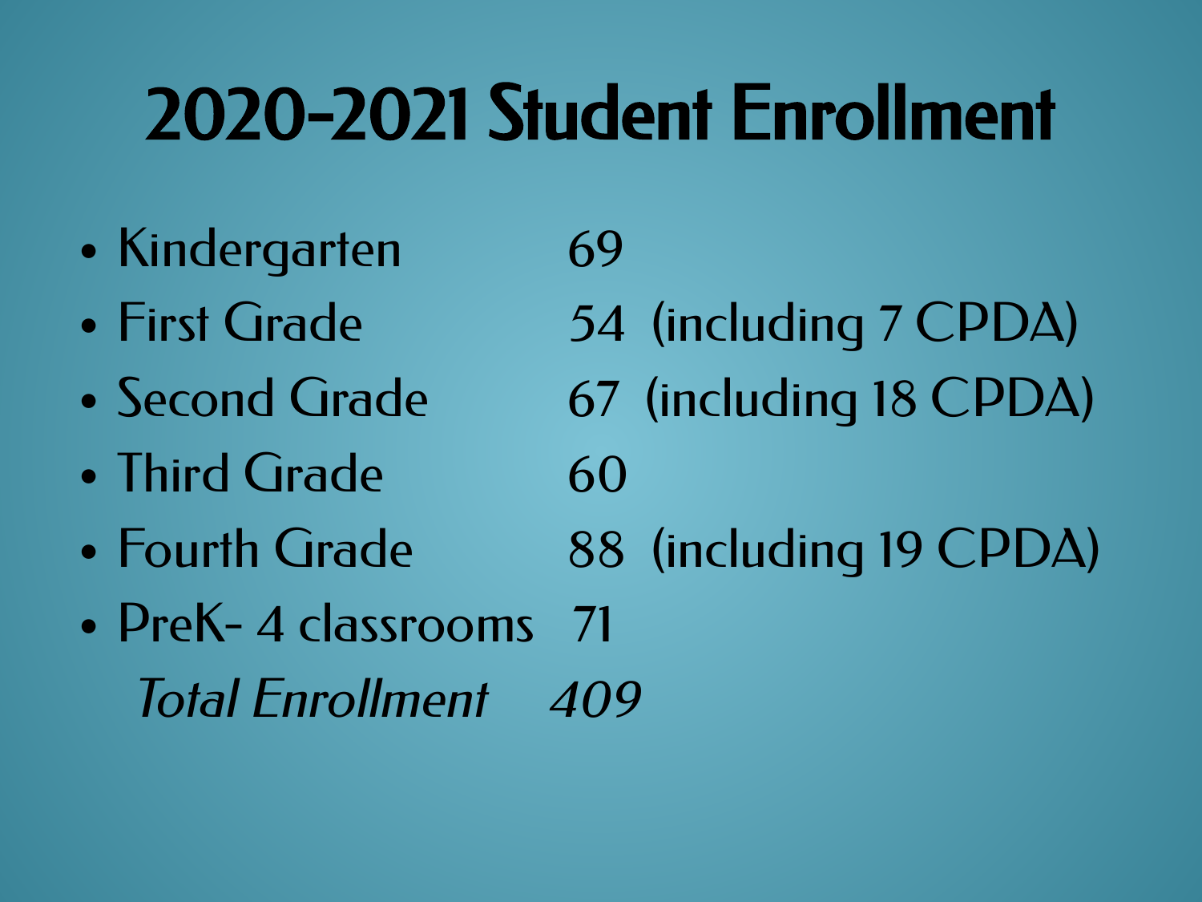# 2020-2021 Student Enrollment

- Kindergarten 69
- First Grade 54 (including 7 CPDA)
- Second Grade 67 (including 18 CPDA)
- Third Grade 60
- Fourth Grade 88 (including 19 CPDA)
- PreK- 4 classrooms 71

*Total Enrollment 409*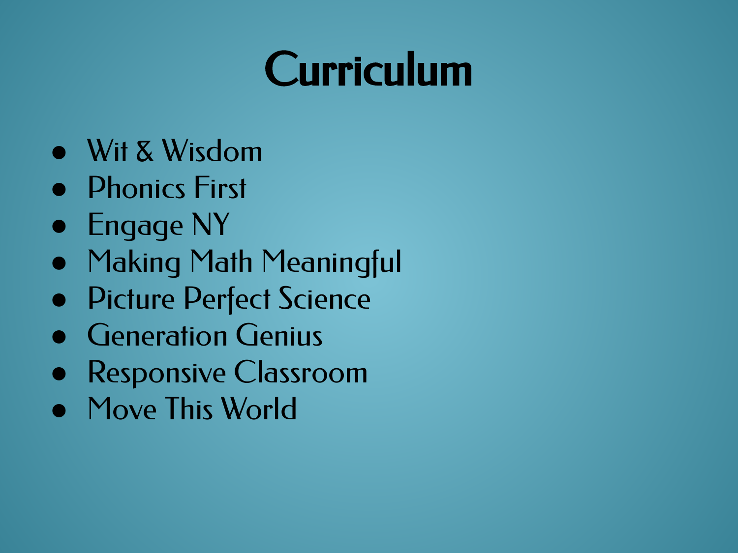# Curriculum

- Wit & Wisdom
- Phonics First
- Engage NY
- Making Math Meaningful
- Picture Perfect Science
- Generation Genius
- Responsive Classroom
- Move This World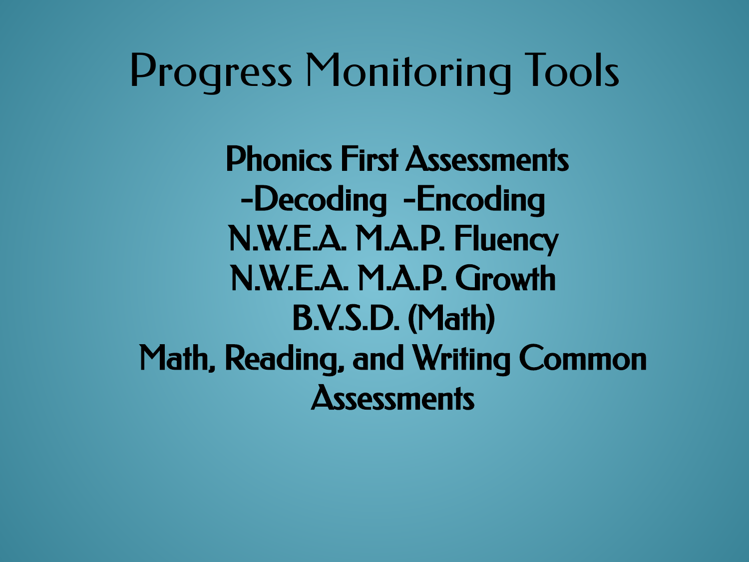# Progress Monitoring Tools

**Phonics First Assessments**

**-Decoding -Encoding**

**N.W.E.A. M.A.P. Fluency**

**N.W.E.A. M.A.P. Growth**

**B.V.S.D. (Math)**

**Math, Reading, and Writing Common Assessments**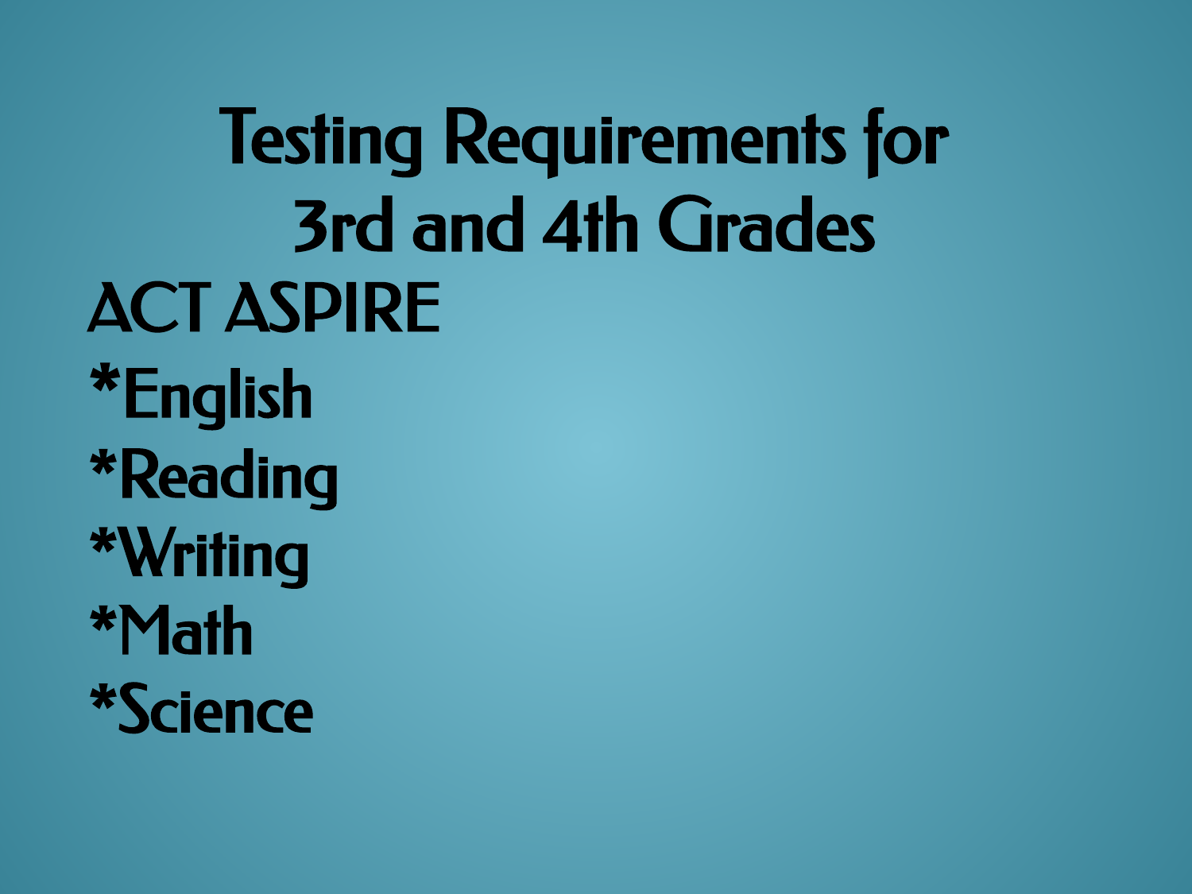# Testing Requirements for 3rd and 4th Grades

ACT ASPIRE

*English

*Reading

*Writing

*Math

*Science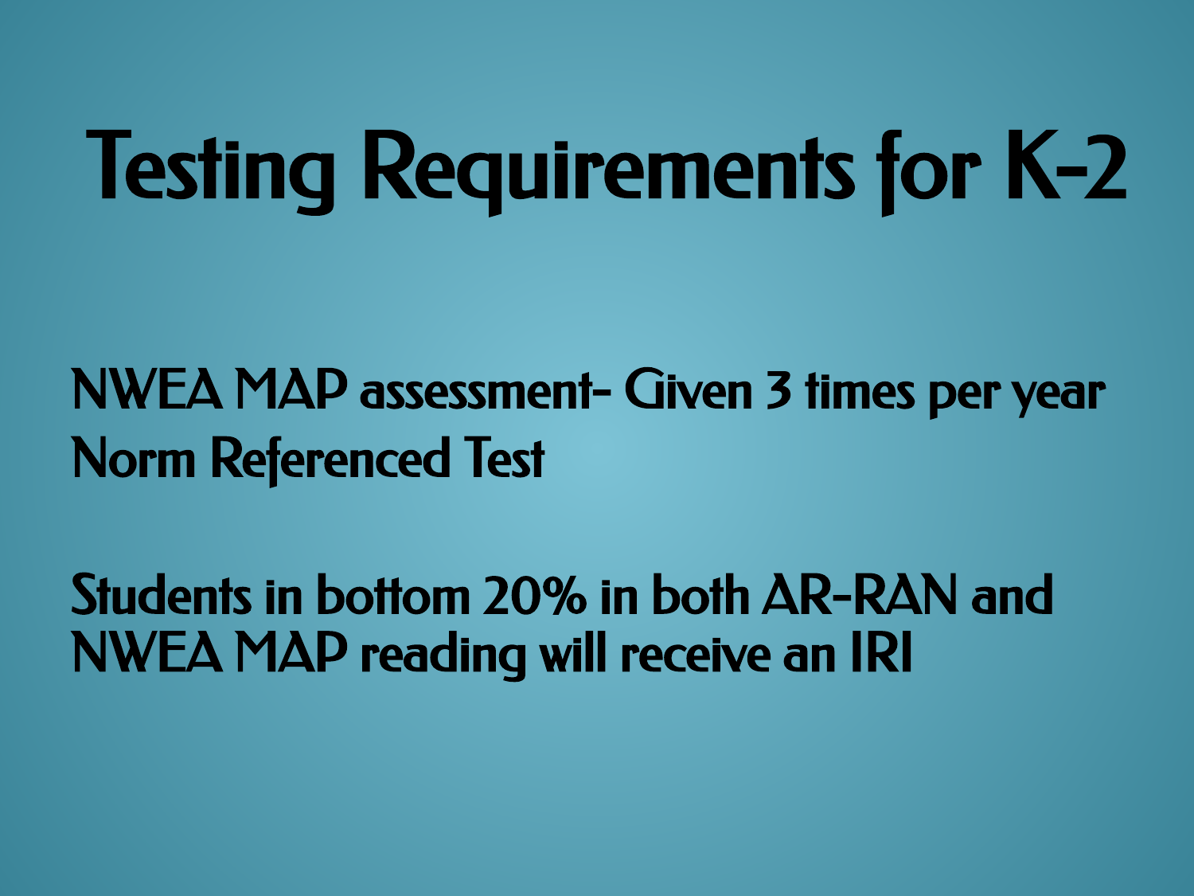# Testing Requirements for K-2

NWEA MAP assessment- Given 3 times per year
Norm Referenced Test

Students in bottom 20% in both AR-RAN and NWEA MAP reading will receive an IRI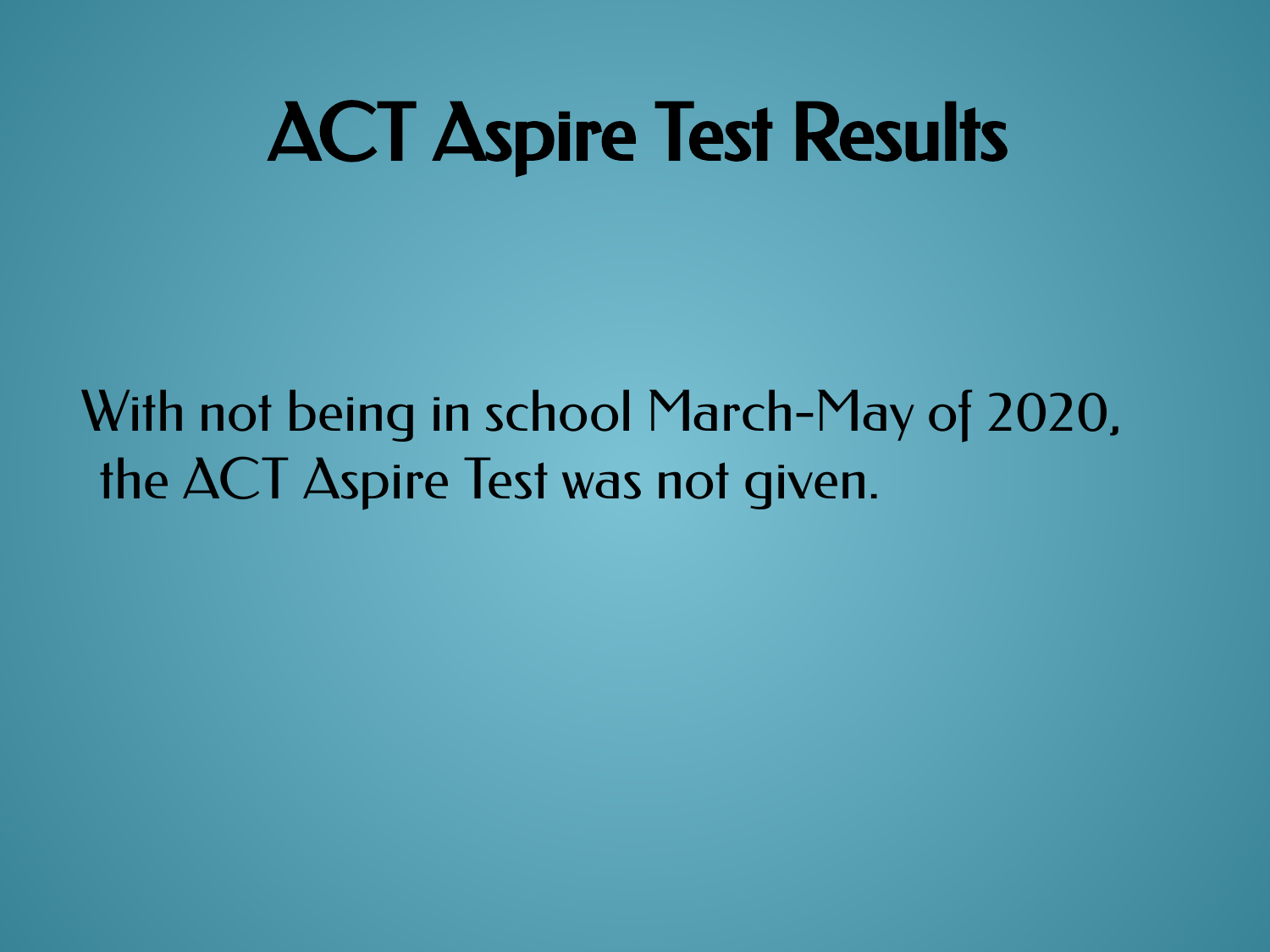# ACT Aspire Test Results

With not being in school March-May of 2020, the ACT Aspire Test was not given.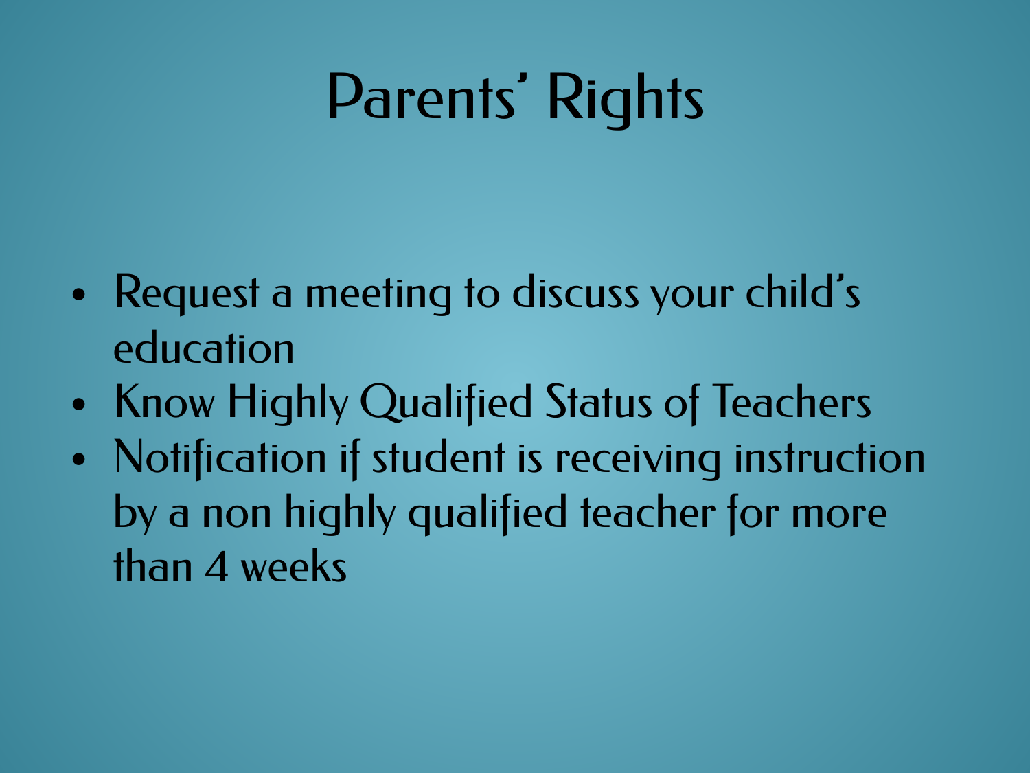# Parents' Rights

- Request a meeting to discuss your child's education
- Know Highly Qualified Status of Teachers
- Notification if student is receiving instruction by a non highly qualified teacher for more than 4 weeks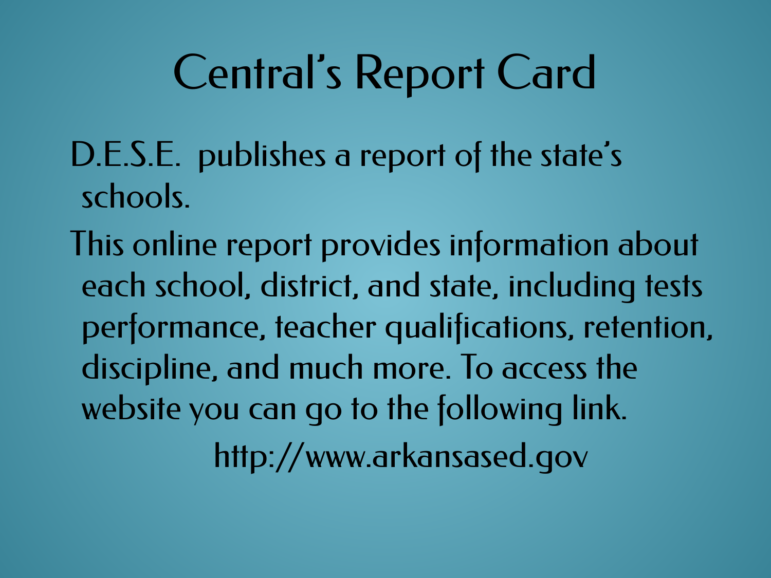# Central's Report Card

D.E.S.E. publishes a report of the state's schools.

This online report provides information about each school, district, and state, including tests performance, teacher qualifications, retention, discipline, and much more. To access the website you can go to the following link.

http://www.arkansased.gov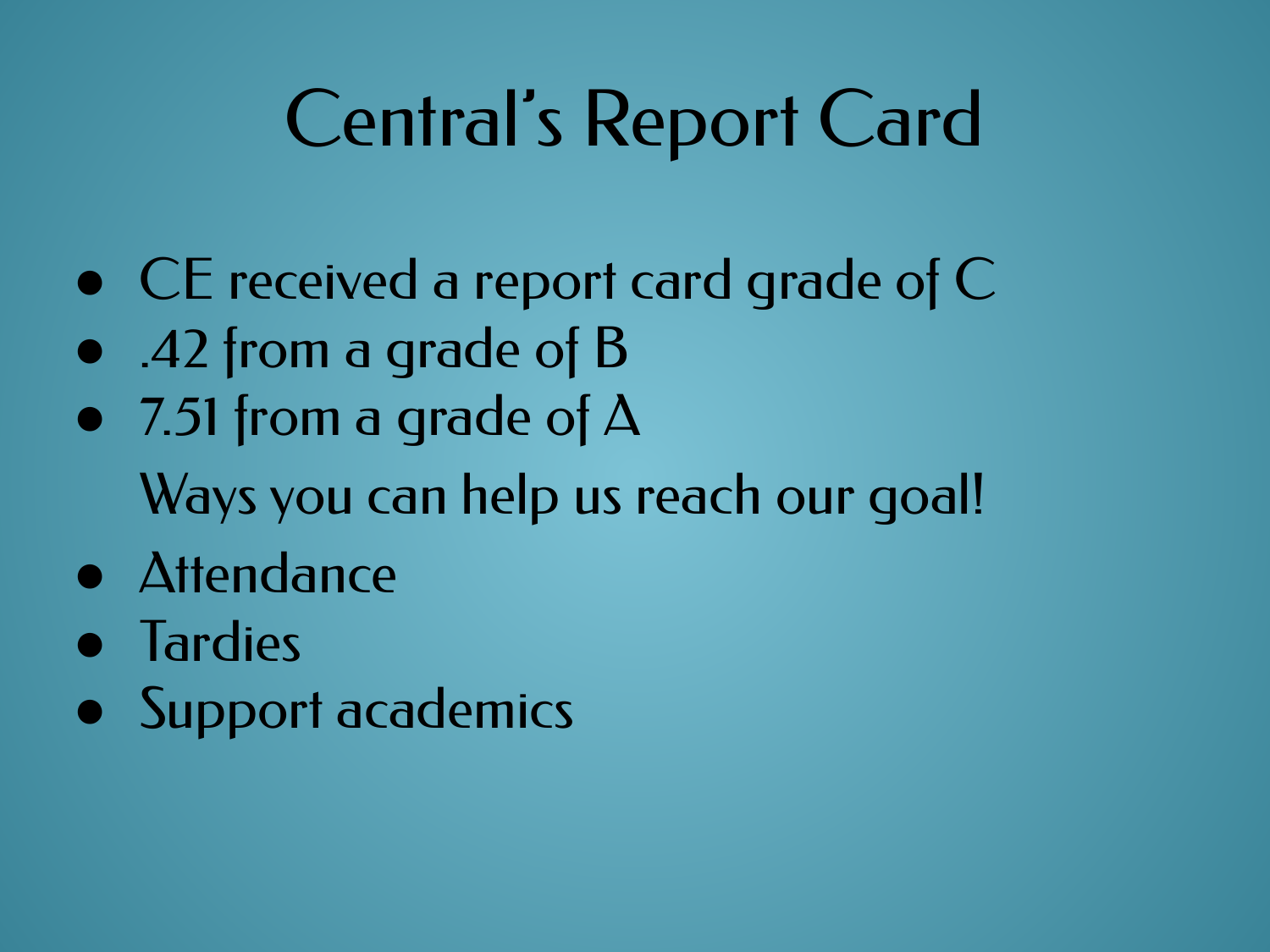# Central's Report Card

- CE received a report card grade of C
- .42 from a grade of B
- 7.51 from a grade of A

Ways you can help us reach our goal!

- Attendance
- Tardies
- Support academics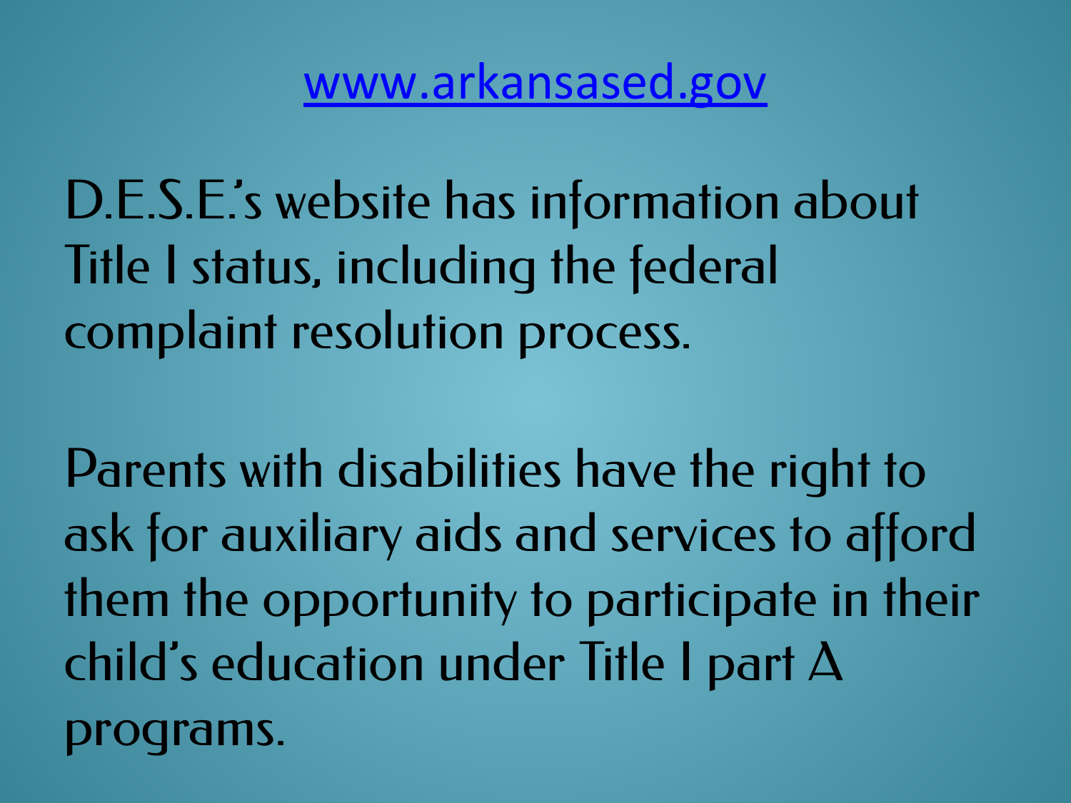[www.arkansased.gov](http://www.arkansased.gov)

D.E.S.E.'s website has information about Title I status, including the federal complaint resolution process.

Parents with disabilities have the right to ask for auxiliary aids and services to afford them the opportunity to participate in their child's education under Title I part A programs.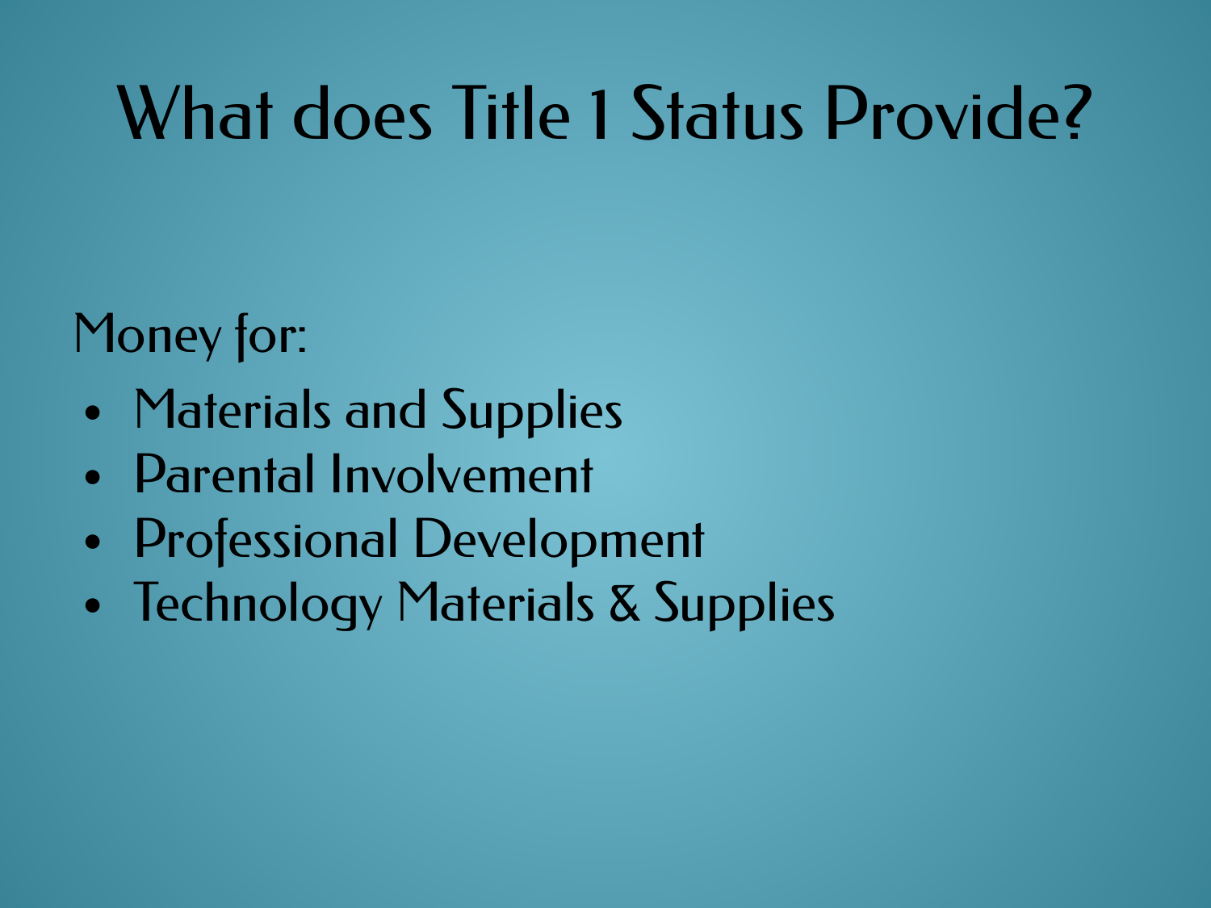# What does Title 1 Status Provide?

Money for:

- Materials and Supplies
- Parental Involvement
- Professional Development
- Technology Materials & Supplies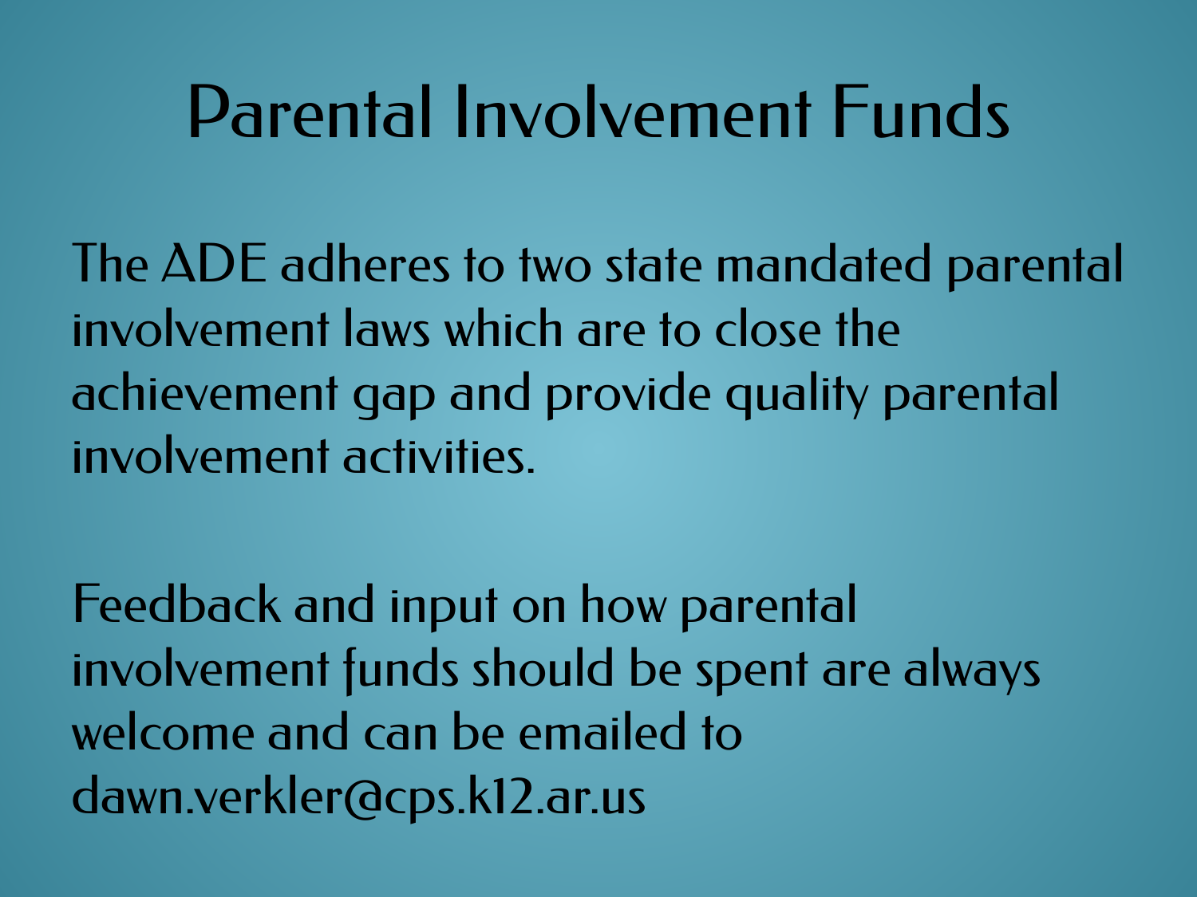# Parental Involvement Funds

The ADE adheres to two state mandated parental involvement laws which are to close the achievement gap and provide quality parental involvement activities.

Feedback and input on how parental involvement funds should be spent are always welcome and can be emailed to dawn.verkler@cps.k12.ar.us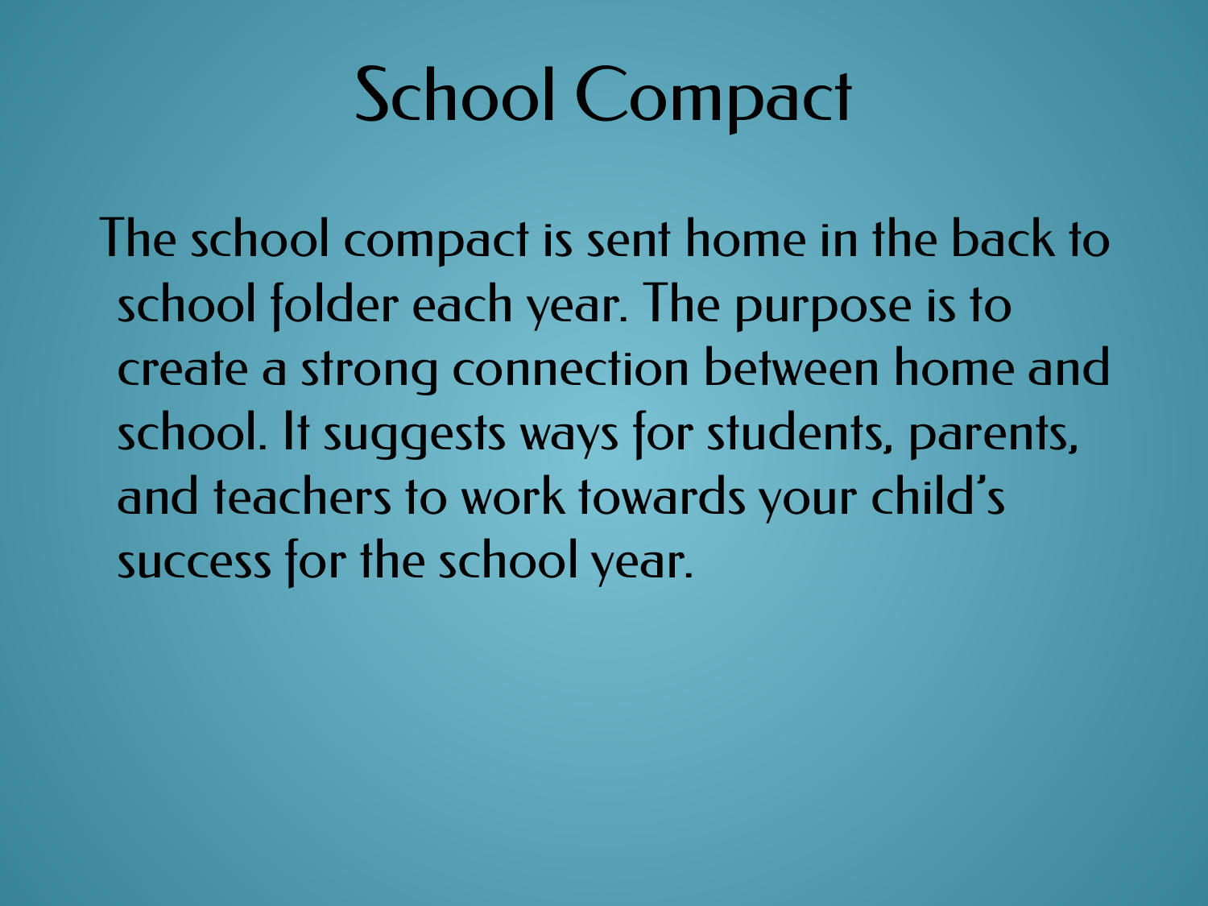# School Compact

The school compact is sent home in the back to school folder each year. The purpose is to create a strong connection between home and school. It suggests ways for students, parents, and teachers to work towards your child's success for the school year.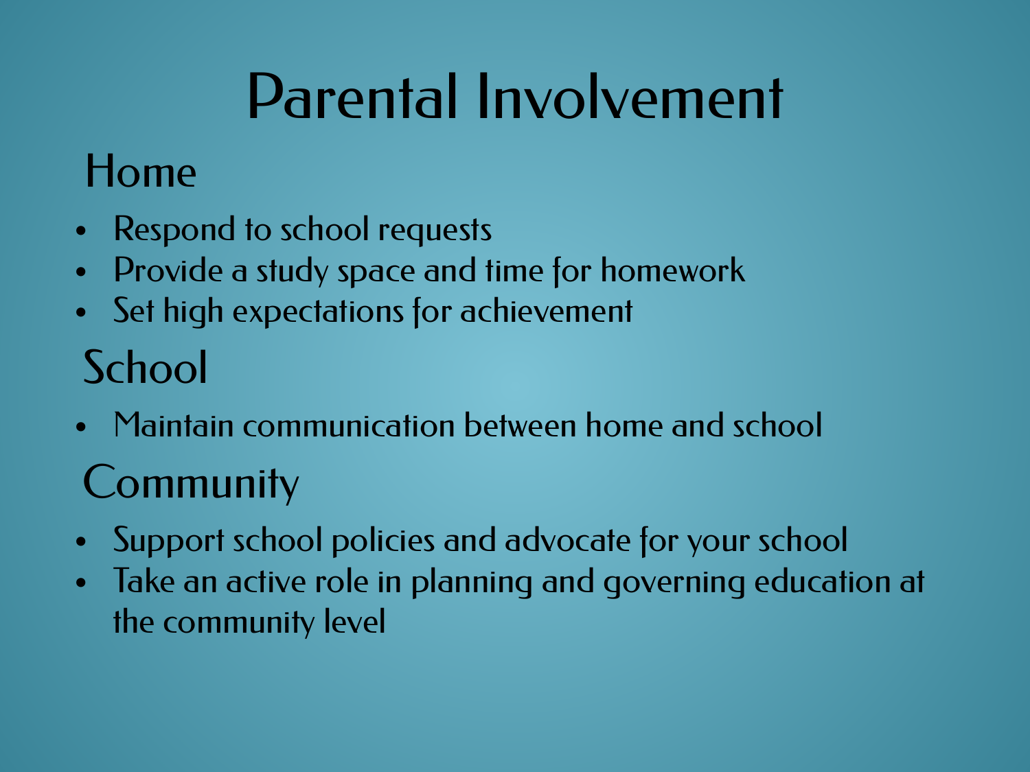# Parental Involvement

## Home

- Respond to school requests
- Provide a study space and time for homework
- Set high expectations for achievement

## School

- Maintain communication between home and school

## Community

- Support school policies and advocate for your school
- Take an active role in planning and governing education at the community level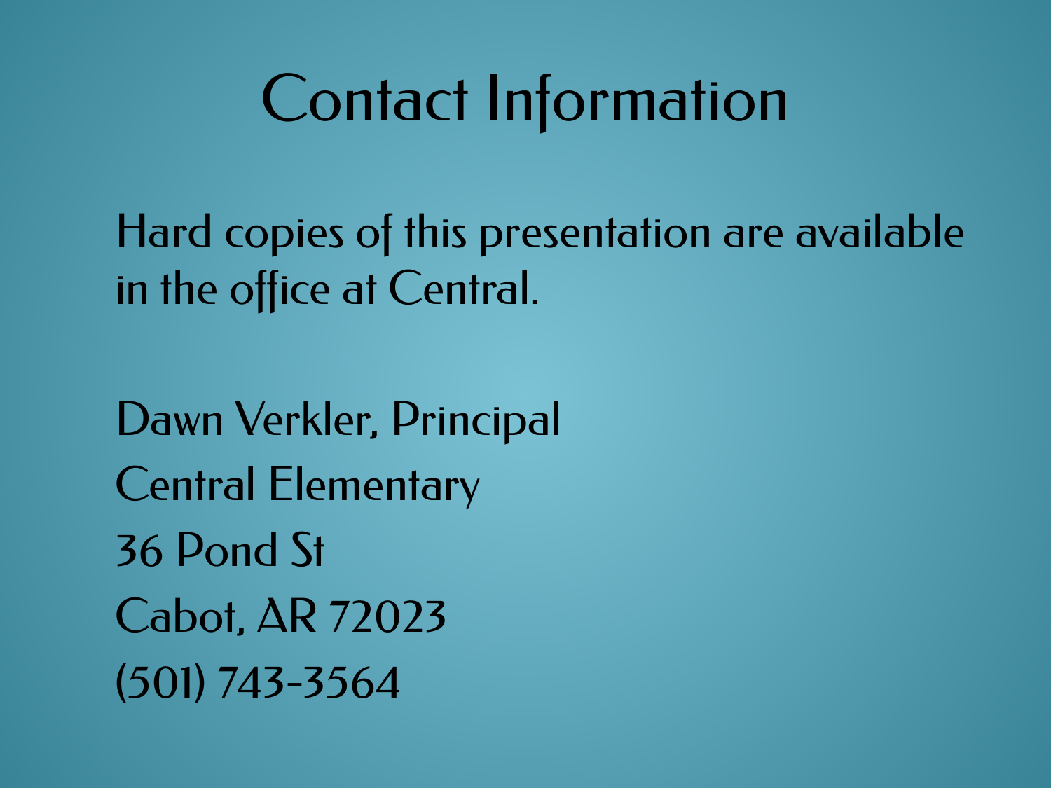# Contact Information

Hard copies of this presentation are available in the office at Central.

Dawn Verkler, Principal
Central Elementary
36 Pond St
Cabot, AR 72023
(501) 743-3564